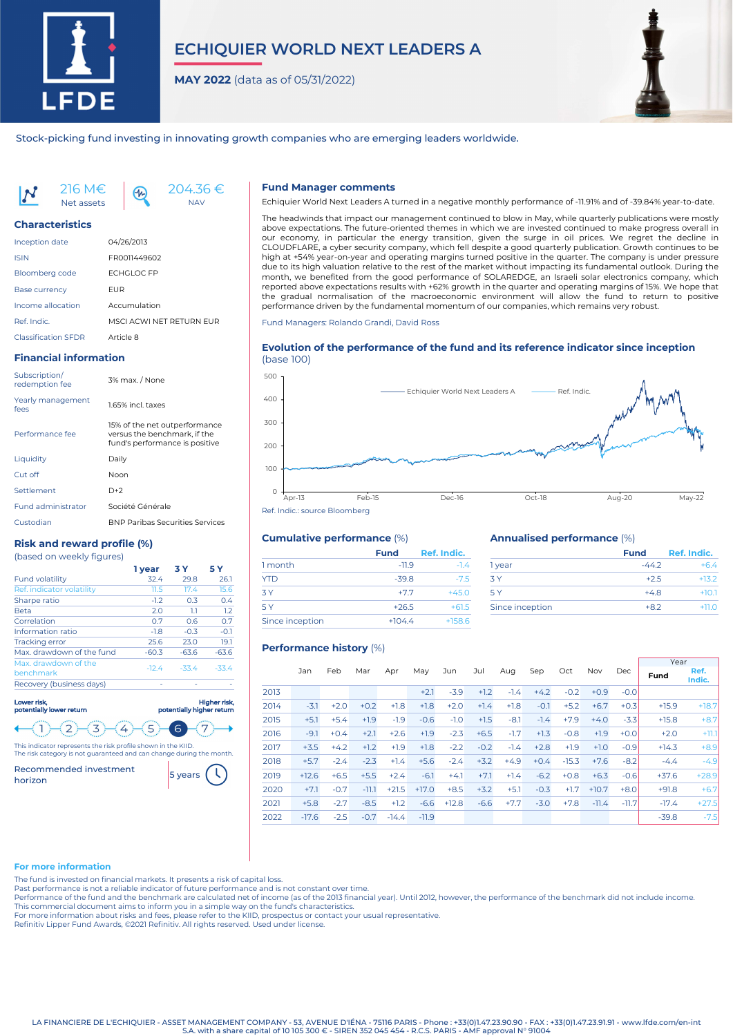# ECHIQUIER WORLD NEXT LEADERS A

**MAY 2022** (data as of 05/31/2022)

Stock-picking fund investing in innovating growth companies who are emerging leaders worldwide.

216 M€ Net assets | 204.36 € NAV

## Characteristics

| | |
|---|---|
| Inception date | 04/26/2013 |
| ISIN | FR0011449602 |
| Bloomberg code | ECHGLOC FP |
| Base currency | EUR |
| Income allocation | Accumulation |
| Ref. Indic. | MSCI ACWI NET RETURN EUR |
| Classification SFDR | Article 8 |

## Financial information

| | |
|---|---|
| Subscription/ redemption fee | 3% max. / None |
| Yearly management fees | 1.65% incl. taxes |
| Performance fee | 15% of the net outperformance versus the benchmark, if the fund's performance is positive |
| Liquidity | Daily |
| Cut off | Noon |
| Settlement | D+2 |
| Fund administrator | Société Générale |
| Custodian | BNP Paribas Securities Services |

## Risk and reward profile (%)

(based on weekly figures)

| | 1 year | 3 Y | 5 Y |
|---|---|---|---|
| Fund volatility | 32.4 | 29.8 | 26.1 |
| Ref. indicator volatility | 11.5 | 17.4 | 15.6 |
| Sharpe ratio | -1.2 | 0.3 | 0.4 |
| Beta | 2.0 | 1.1 | 1.2 |
| Correlation | 0.7 | 0.6 | 0.7 |
| Information ratio | -1.8 | -0.3 | -0.1 |
| Tracking error | 25.6 | 23.0 | 19.1 |
| Max. drawdown of the fund | -60.3 | -63.6 | -63.6 |
| Max. drawdown of the benchmark | -12.4 | -33.4 | -33.4 |
| Recovery (business days) | - | - | - |

Lower risk, potentially lower return — Higher risk, potentially higher return

1 2 3 4 5 **6** 7

This indicator represents the risk profile shown in the KIID.
The risk category is not guaranteed and can change during the month.

Recommended investment horizon: 5 years

## Fund Manager comments

Echiquier World Next Leaders A turned in a negative monthly performance of -11.91% and of -39.84% year-to-date.

The headwinds that impact our management continued to blow in May, while quarterly publications were mostly above expectations. The future-oriented themes in which we are invested continued to make progress overall in our economy, in particular the energy transition, given the surge in oil prices. We regret the decline in CLOUDFLARE, a cyber security company, which fell despite a good quarterly publication. Growth continues to be high at +54% year-on-year and operating margins turned positive in the quarter. The company is under pressure due to its high valuation relative to the rest of the market without impacting its fundamental outlook. During the month, we benefited from the good performance of SOLAREDGE, an Israeli solar electronics company, which reported above expectations results with +62% growth in the quarter and operating margins of 15%. We hope that the gradual normalisation of the macroeconomic environment will allow the fund to return to positive performance driven by the fundamental momentum of our companies, which remains very robust.

Fund Managers: Rolando Grandi, David Ross

## Evolution of the performance of the fund and its reference indicator since inception

(base 100)

Ref. Indic.: source Bloomberg

## Cumulative performance (%)

| | Fund | Ref. Indic. |
|---|---|---|
| 1 month | -11.9 | -1.4 |
| YTD | -39.8 | -7.5 |
| 3 Y | +7.7 | +45.0 |
| 5 Y | +26.5 | +61.5 |
| Since inception | +104.4 | +158.6 |

## Annualised performance (%)

| | Fund | Ref. Indic. |
|---|---|---|
| 1 year | -44.2 | +6.4 |
| 3 Y | +2.5 | +13.2 |
| 5 Y | +4.8 | +10.1 |
| Since inception | +8.2 | +11.0 |

## Performance history (%)

| | Jan | Feb | Mar | Apr | May | Jun | Jul | Aug | Sep | Oct | Nov | Dec | Year Fund | Year Ref. Indic. |
|---|---|---|---|---|---|---|---|---|---|---|---|---|---|---|
| 2013 | | | | | +2.1 | -3.9 | +1.2 | -1.4 | +4.2 | -0.2 | +0.9 | -0.0 | | |
| 2014 | -3.1 | +2.0 | +0.2 | +1.8 | +1.8 | +2.0 | +1.4 | +1.8 | -0.1 | +5.2 | +6.7 | +0.3 | +15.9 | +18.7 |
| 2015 | +5.1 | +5.4 | +1.9 | -1.9 | -0.6 | -1.0 | +1.5 | -8.1 | -1.4 | +7.9 | +4.0 | -3.3 | +15.8 | +8.7 |
| 2016 | -9.1 | +0.4 | +2.1 | +2.6 | +1.9 | -2.3 | +6.5 | -1.7 | +1.3 | -0.8 | +1.9 | +0.0 | +2.0 | +11.1 |
| 2017 | +3.5 | +4.2 | +1.2 | +1.9 | +1.8 | -2.2 | -0.2 | -1.4 | +2.8 | +1.9 | +1.0 | -0.9 | +14.3 | +8.9 |
| 2018 | +5.7 | -2.4 | -2.3 | +1.4 | +5.6 | -2.4 | +3.2 | +4.9 | +0.4 | -15.3 | +7.6 | -8.2 | -4.4 | -4.9 |
| 2019 | +12.6 | +6.5 | +5.5 | +2.4 | -6.1 | +4.1 | +7.1 | +1.4 | -6.2 | +0.8 | +6.3 | -0.6 | +37.6 | +28.9 |
| 2020 | +7.1 | -0.7 | -11.1 | +21.5 | +17.0 | +8.5 | +3.2 | +5.1 | -0.3 | +1.7 | +10.7 | +8.0 | +91.8 | +6.7 |
| 2021 | +5.8 | -2.7 | -8.5 | +1.2 | -6.6 | +12.8 | -6.6 | +7.7 | -3.0 | +7.8 | -11.4 | -11.7 | -17.4 | +27.5 |
| 2022 | -17.6 | -2.5 | -0.7 | -14.4 | -11.9 | | | | | | | | -39.8 | -7.5 |

### For more information

The fund is invested on financial markets. It presents a risk of capital loss.
Past performance is not a reliable indicator of future performance and is not constant over time.
Performance of the fund and the benchmark are calculated net of income (as of the 2013 financial year). Until 2012, however, the performance of the benchmark did not include income.
This commercial document aims to inform you in a simple way on the fund's characteristics.
For more information about risks and fees, please refer to the KIID, prospectus or contact your usual representative.
Refinitiv Lipper Fund Awards, ©2021 Refinitiv. All rights reserved. Used under license.

LA FINANCIERE DE L'ECHIQUIER - ASSET MANAGEMENT COMPANY - 53, AVENUE D'IÉNA - 75116 PARIS - Phone : +33(0)1.47.23.90.90 - FAX : +33(0)1.47.23.91.91 - www.lfde.com/en-int
S.A. with a share capital of 10 105 300 € - SIREN 352 045 454 - R.C.S. PARIS - AMF approval N° 91004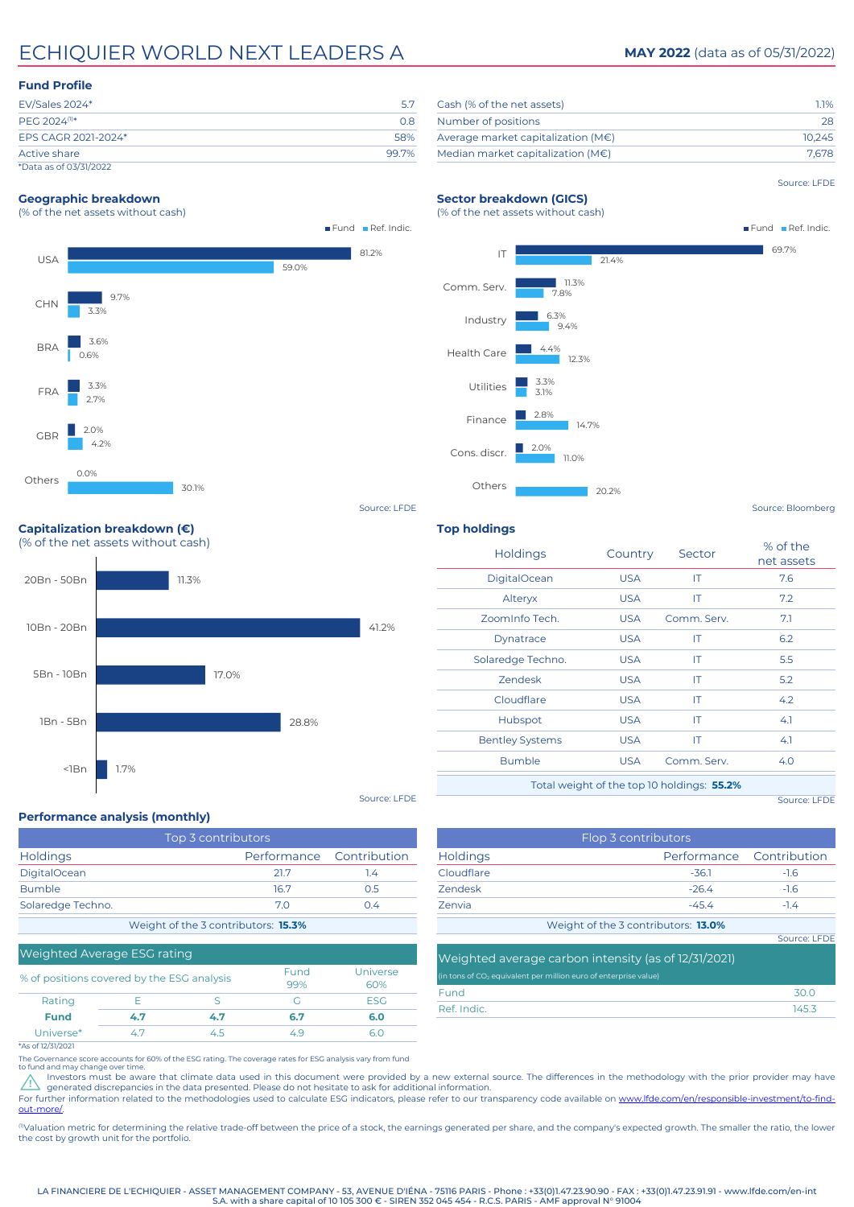# ECHIQUIER WORLD NEXT LEADERS A

**MAY 2022** (data as of 05/31/2022)

## Fund Profile

| | |
|---|---|
| EV/Sales 2024* | 5.7 |
| PEG 2024[1]* | 0.8 |
| EPS CAGR 2021-2024* | 58% |
| Active share | 99.7% |

*Data as of 03/31/2022

| | |
|---|---|
| Cash (% of the net assets) | 1.1% |
| Number of positions | 28 |
| Average market capitalization (M€) | 10,245 |
| Median market capitalization (M€) | 7,678 |

Source: LFDE

## Geographic breakdown

(% of the net assets without cash)

Fund  Ref. Indic.

USA 81.2% 59.0%
CHN 9.7% 3.3%
BRA 3.6% 0.6%
FRA 3.3% 2.7%
GBR 2.0% 4.2%
Others 0.0% 30.1%

Source: LFDE

## Sector breakdown (GICS)

(% of the net assets without cash)

Fund  Ref. Indic.

IT 69.7% 21.4%
Comm. Serv. 11.3% 7.8%
Industry 6.3% 9.4%
Health Care 4.4% 12.3%
Utilities 3.3% 3.1%
Finance 2.8% 14.7%
Cons. discr. 2.0% 11.0%
Others 20.2%

Source: Bloomberg

## Capitalization breakdown (€)

(% of the net assets without cash)

20Bn - 50Bn 11.3%
10Bn - 20Bn 41.2%
5Bn - 10Bn 17.0%
1Bn - 5Bn 28.8%
<1Bn 1.7%

Source: LFDE

## Top holdings

| Holdings | Country | Sector | % of the net assets |
|---|---|---|---|
| DigitalOcean | USA | IT | 7.6 |
| Alteryx | USA | IT | 7.2 |
| ZoomInfo Tech. | USA | Comm. Serv. | 7.1 |
| Dynatrace | USA | IT | 6.2 |
| Solaredge Techno. | USA | IT | 5.5 |
| Zendesk | USA | IT | 5.2 |
| Cloudflare | USA | IT | 4.2 |
| Hubspot | USA | IT | 4.1 |
| Bentley Systems | USA | IT | 4.1 |
| Bumble | USA | Comm. Serv. | 4.0 |

Total weight of the top 10 holdings: **55.2%**

Source: LFDE

## Performance analysis (monthly)

**Top 3 contributors**

| Holdings | Performance | Contribution |
|---|---|---|
| DigitalOcean | 21.7 | 1.4 |
| Bumble | 16.7 | 0.5 |
| Solaredge Techno. | 7.0 | 0.4 |

Weight of the 3 contributors: **15.3%**

**Flop 3 contributors**

| Holdings | Performance | Contribution |
|---|---|---|
| Cloudflare | -36.1 | -1.6 |
| Zendesk | -26.4 | -1.6 |
| Zenvia | -45.4 | -1.4 |

Weight of the 3 contributors: **13.0%**

Source: LFDE

### Weighted Average ESG rating

| % of positions covered by the ESG analysis | | | Fund 99% | Universe 60% |
|---|---|---|---|---|
| Rating | E | S | G | ESG |
| **Fund** | **4.7** | **4.7** | **6.7** | **6.0** |
| Universe* | 4.7 | 4.5 | 4.9 | 6.0 |

*As of 12/31/2021

### Weighted average carbon intensity (as of 12/31/2021)

(in tons of $CO_2$ equivalent per million euro of enterprise value)

| | |
|---|---|
| Fund | 30.0 |
| Ref. Indic. | 145.3 |

The Governance score accounts for 60% of the ESG rating. The coverage rates for ESG analysis vary from fund to fund and may change over time.

Investors must be aware that climate data used in this document were provided by a new external source. The differences in the methodology with the prior provider may have generated discrepancies in the data presented. Please do not hesitate to ask for additional information.

For further information related to the methodologies used to calculate ESG indicators, please refer to our transparency code available on www.lfde.com/en/responsible-investment/to-find-out-more/.

[1]Valuation metric for determining the relative trade-off between the price of a stock, the earnings generated per share, and the company's expected growth. The smaller the ratio, the lower the cost by growth unit for the portfolio.

LA FINANCIERE DE L'ECHIQUIER - ASSET MANAGEMENT COMPANY - 53, AVENUE D'IÉNA - 75116 PARIS - Phone : +33(0)1.47.23.90.90 - FAX : +33(0)1.47.23.91.91 - www.lfde.com/en-int
S.A. with a share capital of 10 105 300 € - SIREN 352 045 454 - R.C.S. PARIS - AMF approval N° 91004